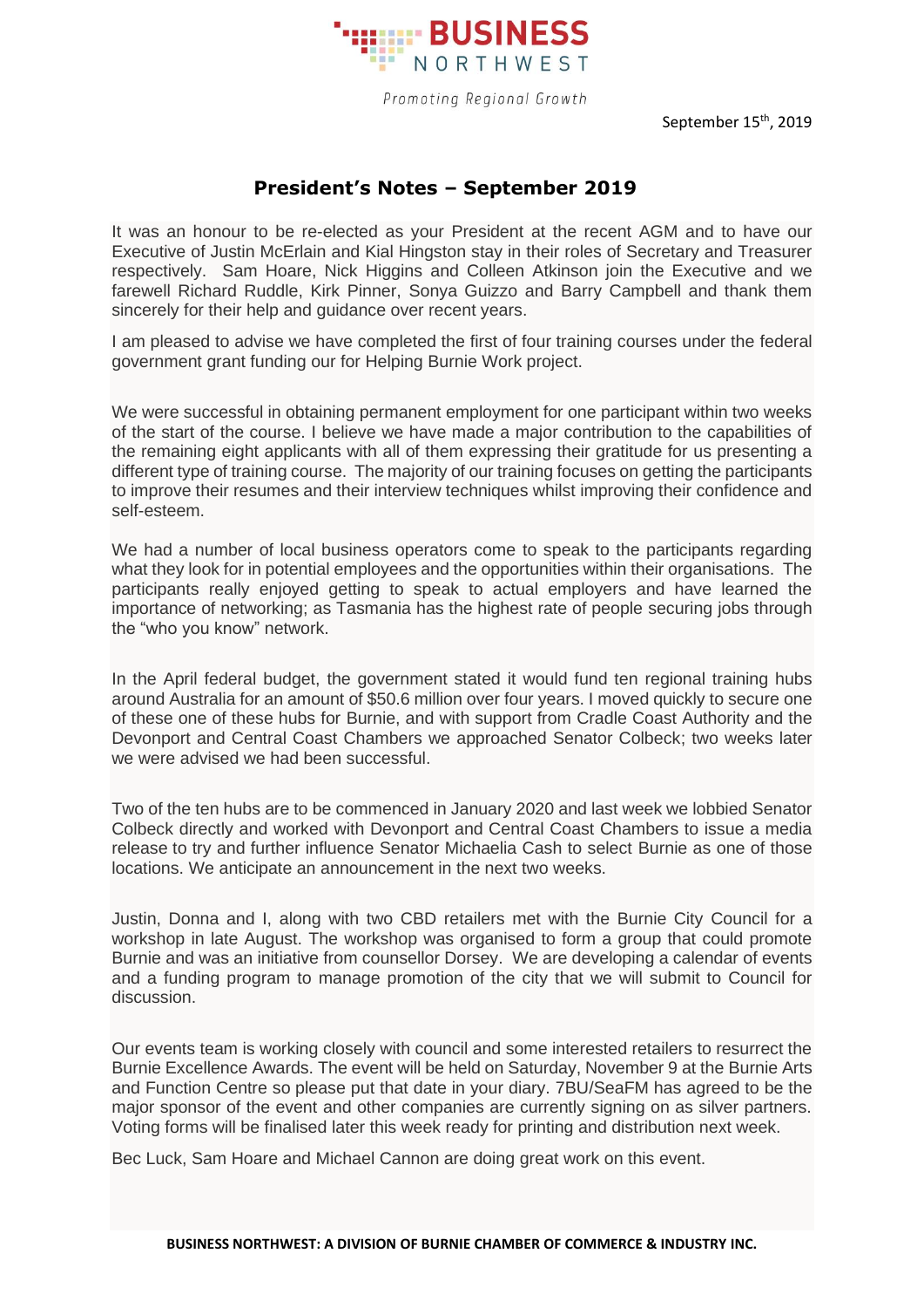**BUSINESS NORTHWEST**

*Promoting Regional Growth*

September 15th, 2019

## President's Notes – September 2019

It was an honour to be re-elected as your President at the recent AGM and to have our Executive of Justin McErlain and Kial Hingston stay in their roles of Secretary and Treasurer respectively. Sam Hoare, Nick Higgins and Colleen Atkinson join the Executive and we farewell Richard Ruddle, Kirk Pinner, Sonya Guizzo and Barry Campbell and thank them sincerely for their help and guidance over recent years.

I am pleased to advise we have completed the first of four training courses under the federal government grant funding our for Helping Burnie Work project.

We were successful in obtaining permanent employment for one participant within two weeks of the start of the course. I believe we have made a major contribution to the capabilities of the remaining eight applicants with all of them expressing their gratitude for us presenting a different type of training course. The majority of our training focuses on getting the participants to improve their resumes and their interview techniques whilst improving their confidence and self-esteem.

We had a number of local business operators come to speak to the participants regarding what they look for in potential employees and the opportunities within their organisations. The participants really enjoyed getting to speak to actual employers and have learned the importance of networking; as Tasmania has the highest rate of people securing jobs through the "who you know" network.

In the April federal budget, the government stated it would fund ten regional training hubs around Australia for an amount of $50.6 million over four years. I moved quickly to secure one of these one of these hubs for Burnie, and with support from Cradle Coast Authority and the Devonport and Central Coast Chambers we approached Senator Colbeck; two weeks later we were advised we had been successful.

Two of the ten hubs are to be commenced in January 2020 and last week we lobbied Senator Colbeck directly and worked with Devonport and Central Coast Chambers to issue a media release to try and further influence Senator Michaelia Cash to select Burnie as one of those locations. We anticipate an announcement in the next two weeks.

Justin, Donna and I, along with two CBD retailers met with the Burnie City Council for a workshop in late August. The workshop was organised to form a group that could promote Burnie and was an initiative from counsellor Dorsey. We are developing a calendar of events and a funding program to manage promotion of the city that we will submit to Council for discussion.

Our events team is working closely with council and some interested retailers to resurrect the Burnie Excellence Awards. The event will be held on Saturday, November 9 at the Burnie Arts and Function Centre so please put that date in your diary. 7BU/SeaFM has agreed to be the major sponsor of the event and other companies are currently signing on as silver partners. Voting forms will be finalised later this week ready for printing and distribution next week.

Bec Luck, Sam Hoare and Michael Cannon are doing great work on this event.

**BUSINESS NORTHWEST: A DIVISION OF BURNIE CHAMBER OF COMMERCE & INDUSTRY INC.**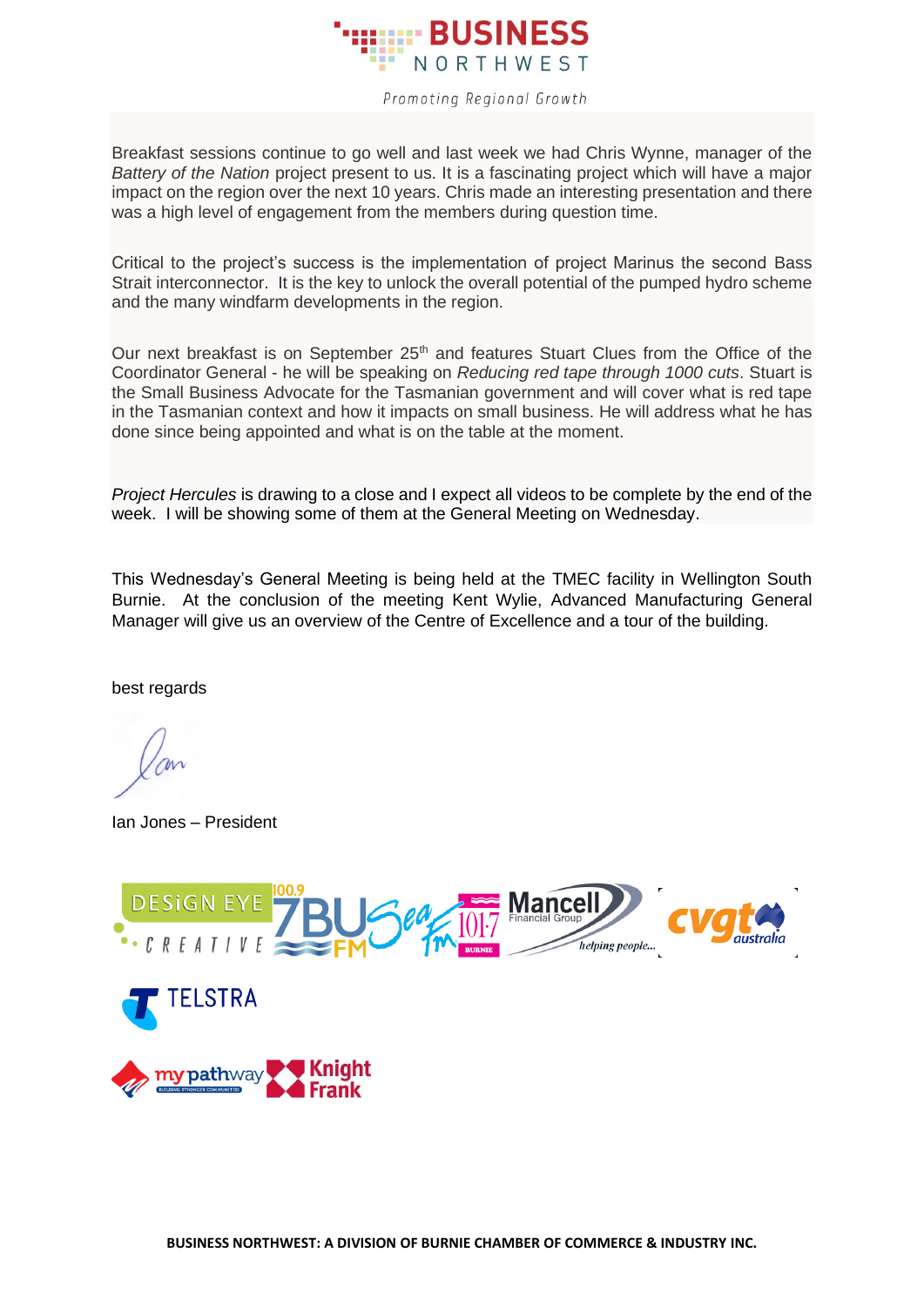Breakfast sessions continue to go well and last week we had Chris Wynne, manager of the *Battery of the Nation* project present to us. It is a fascinating project which will have a major impact on the region over the next 10 years. Chris made an interesting presentation and there was a high level of engagement from the members during question time.

Critical to the project's success is the implementation of project Marinus the second Bass Strait interconnector. It is the key to unlock the overall potential of the pumped hydro scheme and the many windfarm developments in the region.

Our next breakfast is on September 25th and features Stuart Clues from the Office of the Coordinator General - he will be speaking on *Reducing red tape through 1000 cuts*. Stuart is the Small Business Advocate for the Tasmanian government and will cover what is red tape in the Tasmanian context and how it impacts on small business. He will address what he has done since being appointed and what is on the table at the moment.

*Project Hercules* is drawing to a close and I expect all videos to be complete by the end of the week. I will be showing some of them at the General Meeting on Wednesday.

This Wednesday's General Meeting is being held at the TMEC facility in Wellington South Burnie. At the conclusion of the meeting Kent Wylie, Advanced Manufacturing General Manager will give us an overview of the Centre of Excellence and a tour of the building.

best regards

Ian

Ian Jones – President

**BUSINESS NORTHWEST: A DIVISION OF BURNIE CHAMBER OF COMMERCE & INDUSTRY INC.**